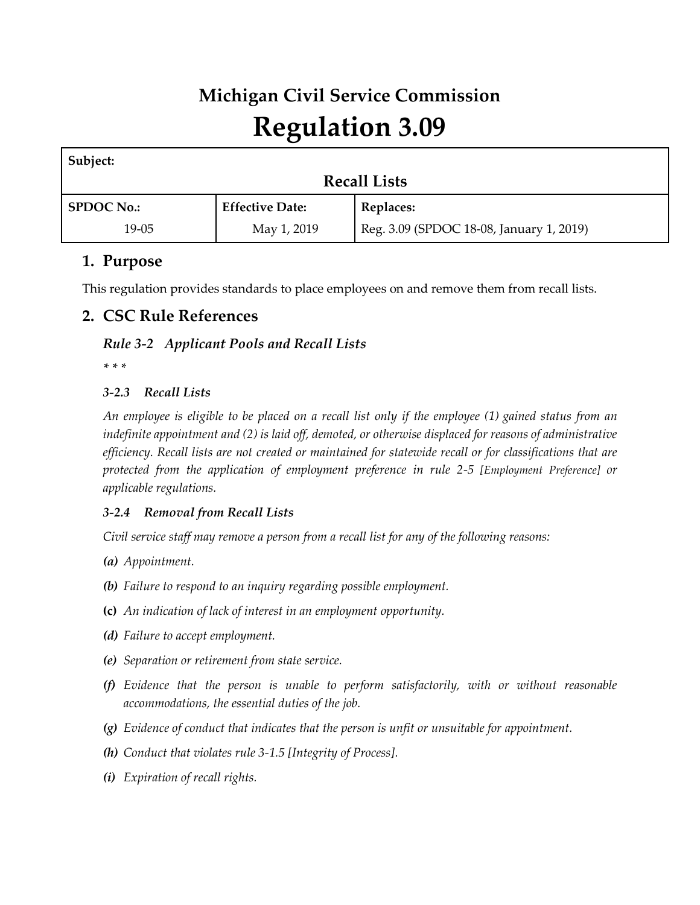# Michigan Civil Service Commission

# Regulation 3.09

| Subject: | | |
|---|---|---|
| **Recall Lists** | | |
| **SPDOC No.:** 19-05 | **Effective Date:** May 1, 2019 | **Replaces:** Reg. 3.09 (SPDOC 18-08, January 1, 2019) |

## 1. Purpose

This regulation provides standards to place employees on and remove them from recall lists.

## 2. CSC Rule References

### *Rule 3-2 Applicant Pools and Recall Lists*

*\* \* \**

#### *3-2.3 Recall Lists*

*An employee is eligible to be placed on a recall list only if the employee (1) gained status from an indefinite appointment and (2) is laid off, demoted, or otherwise displaced for reasons of administrative efficiency. Recall lists are not created or maintained for statewide recall or for classifications that are protected from the application of employment preference in rule 2-5 [Employment Preference] or applicable regulations.*

#### *3-2.4 Removal from Recall Lists*

*Civil service staff may remove a person from a recall list for any of the following reasons:*

***(a)*** *Appointment.*

***(b)*** *Failure to respond to an inquiry regarding possible employment.*

**(c)** *An indication of lack of interest in an employment opportunity.*

***(d)*** *Failure to accept employment.*

***(e)*** *Separation or retirement from state service.*

***(f)*** *Evidence that the person is unable to perform satisfactorily, with or without reasonable accommodations, the essential duties of the job.*

***(g)*** *Evidence of conduct that indicates that the person is unfit or unsuitable for appointment.*

***(h)*** *Conduct that violates rule 3-1.5 [Integrity of Process].*

***(i)*** *Expiration of recall rights.*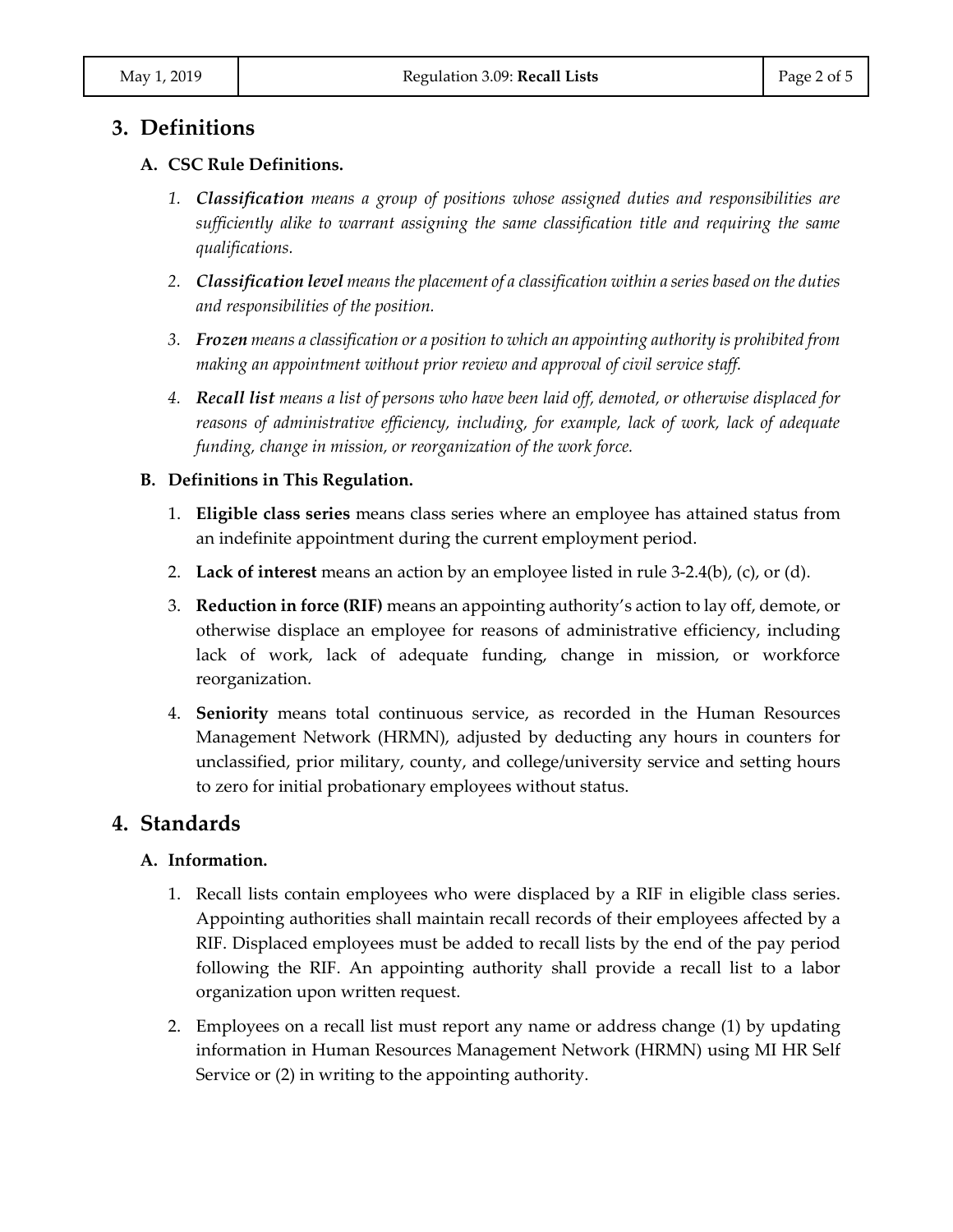## 3. Definitions

### A. CSC Rule Definitions.

1. ***Classification*** *means a group of positions whose assigned duties and responsibilities are sufficiently alike to warrant assigning the same classification title and requiring the same qualifications.*

2. ***Classification level*** *means the placement of a classification within a series based on the duties and responsibilities of the position.*

3. ***Frozen*** *means a classification or a position to which an appointing authority is prohibited from making an appointment without prior review and approval of civil service staff.*

4. ***Recall list*** *means a list of persons who have been laid off, demoted, or otherwise displaced for reasons of administrative efficiency, including, for example, lack of work, lack of adequate funding, change in mission, or reorganization of the work force.*

### B. Definitions in This Regulation.

1. **Eligible class series** means class series where an employee has attained status from an indefinite appointment during the current employment period.

2. **Lack of interest** means an action by an employee listed in rule 3-2.4(b), (c), or (d).

3. **Reduction in force (RIF)** means an appointing authority's action to lay off, demote, or otherwise displace an employee for reasons of administrative efficiency, including lack of work, lack of adequate funding, change in mission, or workforce reorganization.

4. **Seniority** means total continuous service, as recorded in the Human Resources Management Network (HRMN), adjusted by deducting any hours in counters for unclassified, prior military, county, and college/university service and setting hours to zero for initial probationary employees without status.

## 4. Standards

### A. Information.

1. Recall lists contain employees who were displaced by a RIF in eligible class series. Appointing authorities shall maintain recall records of their employees affected by a RIF. Displaced employees must be added to recall lists by the end of the pay period following the RIF. An appointing authority shall provide a recall list to a labor organization upon written request.

2. Employees on a recall list must report any name or address change (1) by updating information in Human Resources Management Network (HRMN) using MI HR Self Service or (2) in writing to the appointing authority.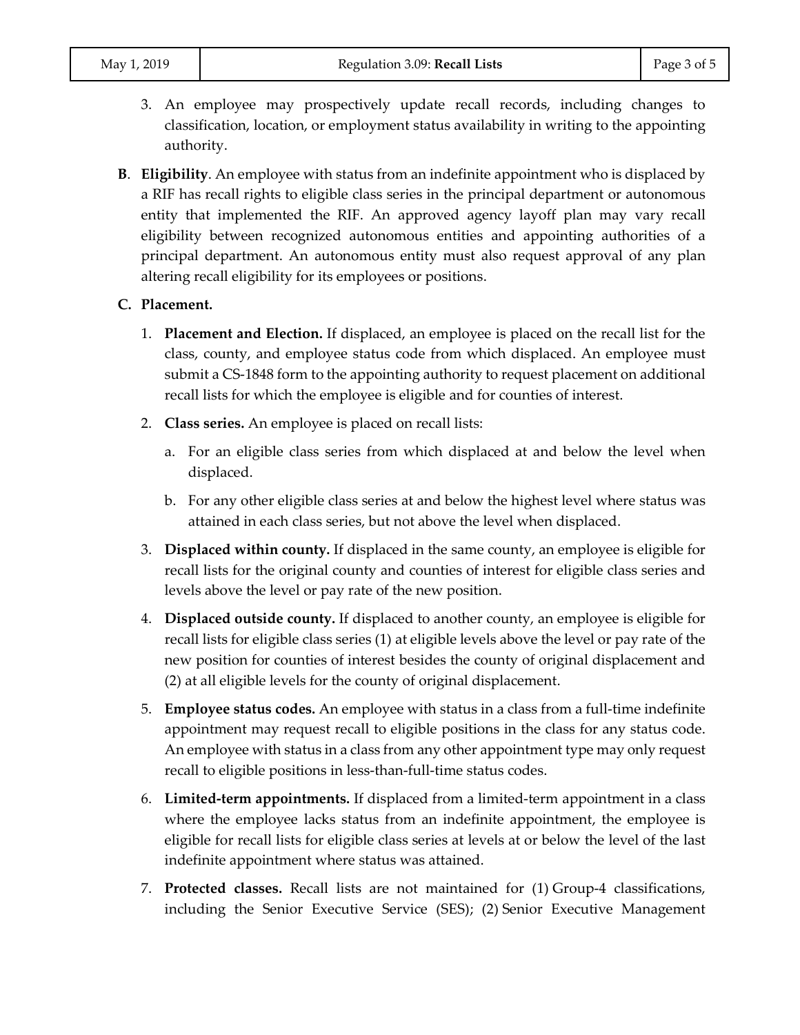3. An employee may prospectively update recall records, including changes to classification, location, or employment status availability in writing to the appointing authority.

**B**. **Eligibility**. An employee with status from an indefinite appointment who is displaced by a RIF has recall rights to eligible class series in the principal department or autonomous entity that implemented the RIF. An approved agency layoff plan may vary recall eligibility between recognized autonomous entities and appointing authorities of a principal department. An autonomous entity must also request approval of any plan altering recall eligibility for its employees or positions.

**C. Placement.**

1. **Placement and Election.** If displaced, an employee is placed on the recall list for the class, county, and employee status code from which displaced. An employee must submit a CS-1848 form to the appointing authority to request placement on additional recall lists for which the employee is eligible and for counties of interest.

2. **Class series.** An employee is placed on recall lists:

   a. For an eligible class series from which displaced at and below the level when displaced.

   b. For any other eligible class series at and below the highest level where status was attained in each class series, but not above the level when displaced.

3. **Displaced within county.** If displaced in the same county, an employee is eligible for recall lists for the original county and counties of interest for eligible class series and levels above the level or pay rate of the new position.

4. **Displaced outside county.** If displaced to another county, an employee is eligible for recall lists for eligible class series (1) at eligible levels above the level or pay rate of the new position for counties of interest besides the county of original displacement and (2) at all eligible levels for the county of original displacement.

5. **Employee status codes.** An employee with status in a class from a full-time indefinite appointment may request recall to eligible positions in the class for any status code. An employee with status in a class from any other appointment type may only request recall to eligible positions in less-than-full-time status codes.

6. **Limited-term appointments.** If displaced from a limited-term appointment in a class where the employee lacks status from an indefinite appointment, the employee is eligible for recall lists for eligible class series at levels at or below the level of the last indefinite appointment where status was attained.

7. **Protected classes.** Recall lists are not maintained for (1) Group-4 classifications, including the Senior Executive Service (SES); (2) Senior Executive Management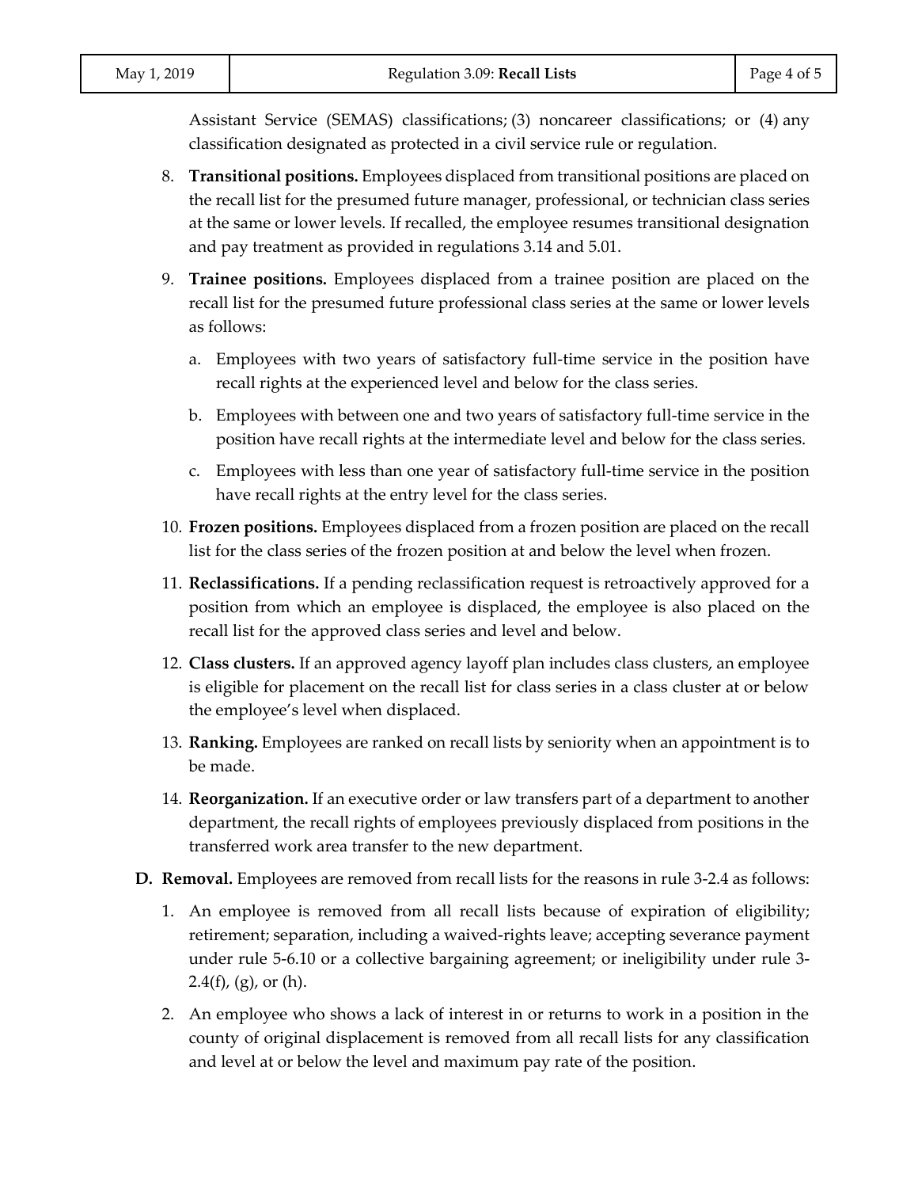Assistant Service (SEMAS) classifications; (3) noncareer classifications; or (4) any classification designated as protected in a civil service rule or regulation.

8. **Transitional positions.** Employees displaced from transitional positions are placed on the recall list for the presumed future manager, professional, or technician class series at the same or lower levels. If recalled, the employee resumes transitional designation and pay treatment as provided in regulations 3.14 and 5.01.

9. **Trainee positions.** Employees displaced from a trainee position are placed on the recall list for the presumed future professional class series at the same or lower levels as follows:

   a. Employees with two years of satisfactory full-time service in the position have recall rights at the experienced level and below for the class series.

   b. Employees with between one and two years of satisfactory full-time service in the position have recall rights at the intermediate level and below for the class series.

   c. Employees with less than one year of satisfactory full-time service in the position have recall rights at the entry level for the class series.

10. **Frozen positions.** Employees displaced from a frozen position are placed on the recall list for the class series of the frozen position at and below the level when frozen.

11. **Reclassifications.** If a pending reclassification request is retroactively approved for a position from which an employee is displaced, the employee is also placed on the recall list for the approved class series and level and below.

12. **Class clusters.** If an approved agency layoff plan includes class clusters, an employee is eligible for placement on the recall list for class series in a class cluster at or below the employee's level when displaced.

13. **Ranking.** Employees are ranked on recall lists by seniority when an appointment is to be made.

14. **Reorganization.** If an executive order or law transfers part of a department to another department, the recall rights of employees previously displaced from positions in the transferred work area transfer to the new department.

**D. Removal.** Employees are removed from recall lists for the reasons in rule 3-2.4 as follows:

1. An employee is removed from all recall lists because of expiration of eligibility; retirement; separation, including a waived-rights leave; accepting severance payment under rule 5-6.10 or a collective bargaining agreement; or ineligibility under rule 3-2.4(f), (g), or (h).

2. An employee who shows a lack of interest in or returns to work in a position in the county of original displacement is removed from all recall lists for any classification and level at or below the level and maximum pay rate of the position.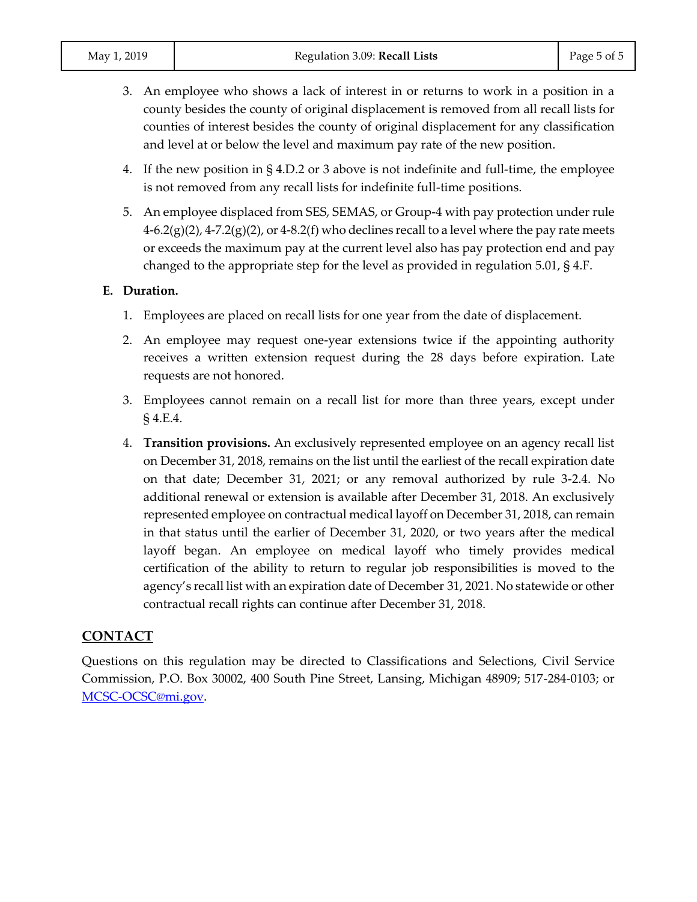3. An employee who shows a lack of interest in or returns to work in a position in a county besides the county of original displacement is removed from all recall lists for counties of interest besides the county of original displacement for any classification and level at or below the level and maximum pay rate of the new position.

4. If the new position in § 4.D.2 or 3 above is not indefinite and full-time, the employee is not removed from any recall lists for indefinite full-time positions.

5. An employee displaced from SES, SEMAS, or Group-4 with pay protection under rule 4-6.2(g)(2), 4-7.2(g)(2), or 4-8.2(f) who declines recall to a level where the pay rate meets or exceeds the maximum pay at the current level also has pay protection end and pay changed to the appropriate step for the level as provided in regulation 5.01, § 4.F.

**E. Duration.**

1. Employees are placed on recall lists for one year from the date of displacement.

2. An employee may request one-year extensions twice if the appointing authority receives a written extension request during the 28 days before expiration. Late requests are not honored.

3. Employees cannot remain on a recall list for more than three years, except under § 4.E.4.

4. **Transition provisions.** An exclusively represented employee on an agency recall list on December 31, 2018, remains on the list until the earliest of the recall expiration date on that date; December 31, 2021; or any removal authorized by rule 3-2.4. No additional renewal or extension is available after December 31, 2018. An exclusively represented employee on contractual medical layoff on December 31, 2018, can remain in that status until the earlier of December 31, 2020, or two years after the medical layoff began. An employee on medical layoff who timely provides medical certification of the ability to return to regular job responsibilities is moved to the agency's recall list with an expiration date of December 31, 2021. No statewide or other contractual recall rights can continue after December 31, 2018.

## CONTACT

Questions on this regulation may be directed to Classifications and Selections, Civil Service Commission, P.O. Box 30002, 400 South Pine Street, Lansing, Michigan 48909; 517-284-0103; or MCSC-OCSC@mi.gov.